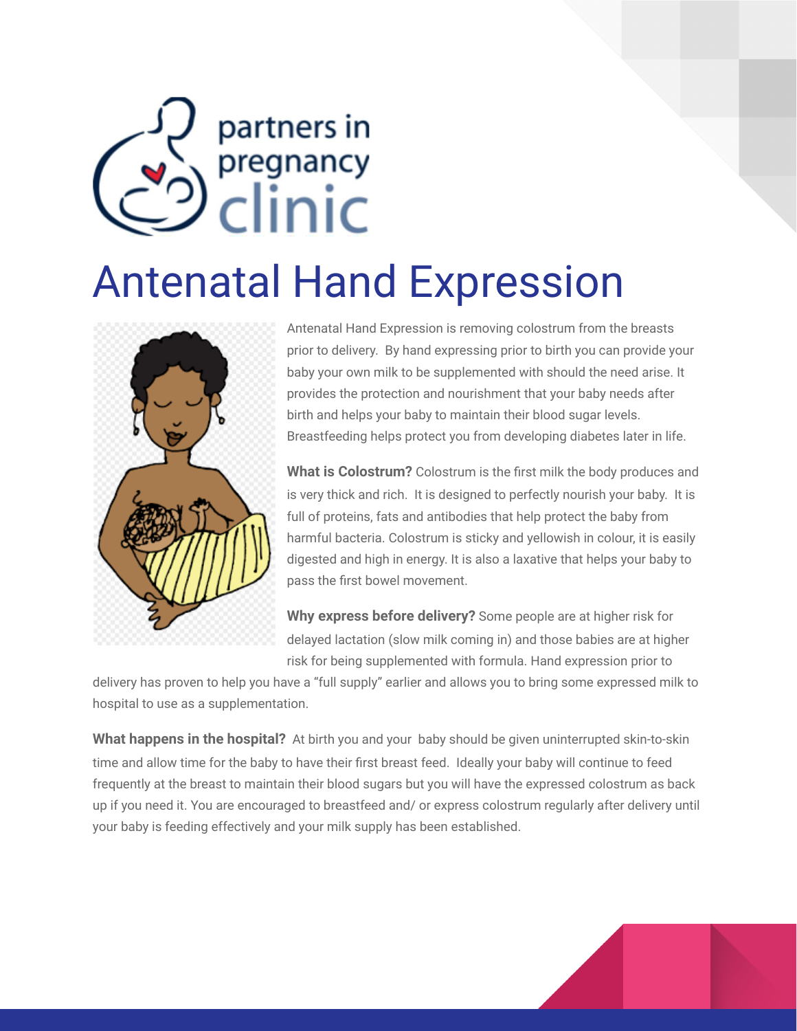partners in pregnancy clinic

# Antenatal Hand Expression

Antenatal Hand Expression is removing colostrum from the breasts prior to delivery. By hand expressing prior to birth you can provide your baby your own milk to be supplemented with should the need arise. It provides the protection and nourishment that your baby needs after birth and helps your baby to maintain their blood sugar levels. Breastfeeding helps protect you from developing diabetes later in life.

**What is Colostrum?** Colostrum is the first milk the body produces and is very thick and rich. It is designed to perfectly nourish your baby. It is full of proteins, fats and antibodies that help protect the baby from harmful bacteria. Colostrum is sticky and yellowish in colour, it is easily digested and high in energy. It is also a laxative that helps your baby to pass the first bowel movement.

**Why express before delivery?** Some people are at higher risk for delayed lactation (slow milk coming in) and those babies are at higher risk for being supplemented with formula. Hand expression prior to delivery has proven to help you have a "full supply" earlier and allows you to bring some expressed milk to hospital to use as a supplementation.

**What happens in the hospital?** At birth you and your baby should be given uninterrupted skin-to-skin time and allow time for the baby to have their first breast feed. Ideally your baby will continue to feed frequently at the breast to maintain their blood sugars but you will have the expressed colostrum as back up if you need it. You are encouraged to breastfeed and/ or express colostrum regularly after delivery until your baby is feeding effectively and your milk supply has been established.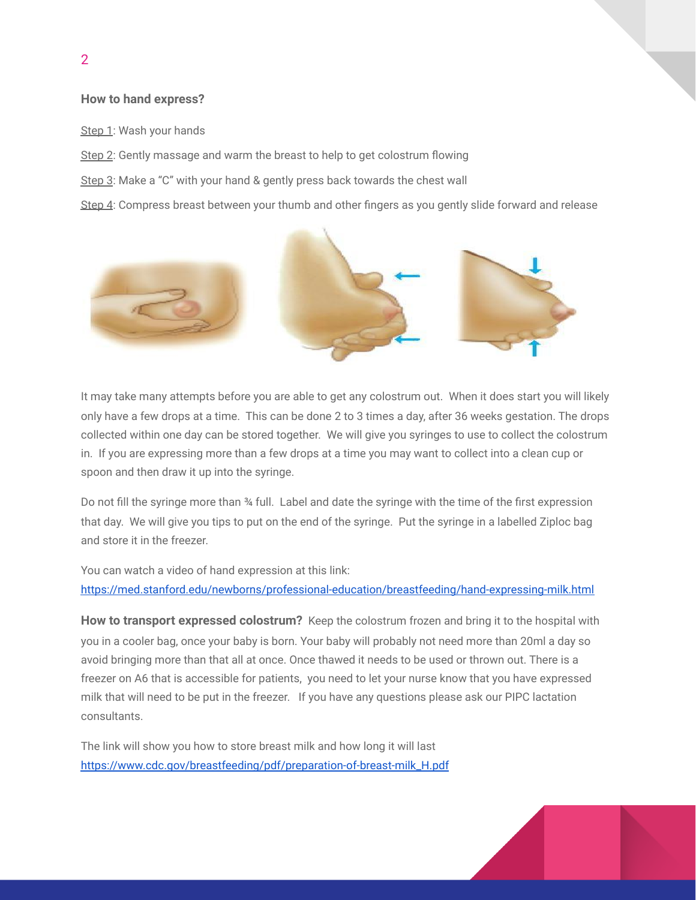**How to hand express?**

Step 1: Wash your hands

Step 2: Gently massage and warm the breast to help to get colostrum flowing

Step 3: Make a “C” with your hand & gently press back towards the chest wall

Step 4: Compress breast between your thumb and other fingers as you gently slide forward and release

It may take many attempts before you are able to get any colostrum out. When it does start you will likely only have a few drops at a time. This can be done 2 to 3 times a day, after 36 weeks gestation. The drops collected within one day can be stored together. We will give you syringes to use to collect the colostrum in. If you are expressing more than a few drops at a time you may want to collect into a clean cup or spoon and then draw it up into the syringe.

Do not fill the syringe more than ¾ full. Label and date the syringe with the time of the first expression that day. We will give you tips to put on the end of the syringe. Put the syringe in a labelled Ziploc bag and store it in the freezer.

You can watch a video of hand expression at this link:
https://med.stanford.edu/newborns/professional-education/breastfeeding/hand-expressing-milk.html

**How to transport expressed colostrum?** Keep the colostrum frozen and bring it to the hospital with you in a cooler bag, once your baby is born. Your baby will probably not need more than 20ml a day so avoid bringing more than that all at once. Once thawed it needs to be used or thrown out. There is a freezer on A6 that is accessible for patients, you need to let your nurse know that you have expressed milk that will need to be put in the freezer. If you have any questions please ask our PIPC lactation consultants.

The link will show you how to store breast milk and how long it will last
https://www.cdc.gov/breastfeeding/pdf/preparation-of-breast-milk_H.pdf